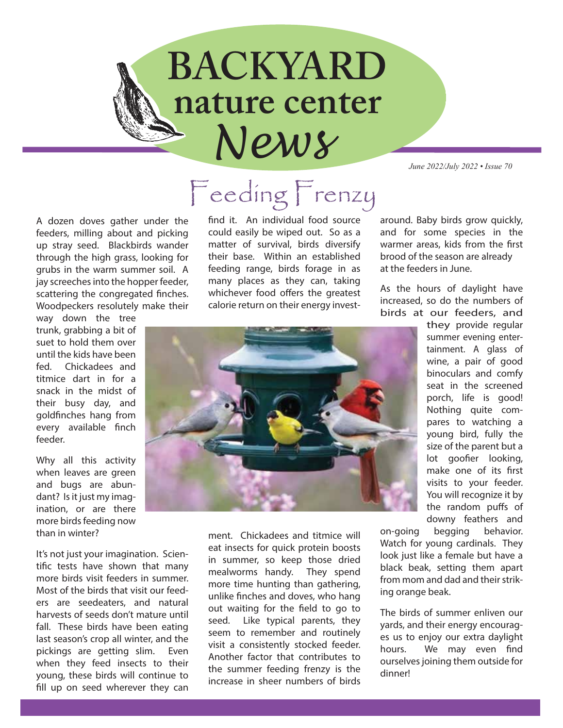# BACKYARD nature center *News*

*June 2022/July 2022 • Issue 70*

## Feeding Frenzy

A dozen doves gather under the feeders, milling about and picking up stray seed. Blackbirds wander through the high grass, looking for grubs in the warm summer soil. A jay screeches into the hopper feeder, scattering the congregated finches. Woodpeckers resolutely make their way down the tree trunk, grabbing a bit of suet to hold them over until the kids have been fed. Chickadees and titmice dart in for a snack in the midst of their busy day, and goldfinches hang from every available finch feeder.

Why all this activity when leaves are green and bugs are abundant? Is it just my imagination, or are there more birds feeding now than in winter?

It's not just your imagination. Scientific tests have shown that many more birds visit feeders in summer. Most of the birds that visit our feeders are seedeaters, and natural harvests of seeds don't mature until fall. These birds have been eating last season's crop all winter, and the pickings are getting slim. Even when they feed insects to their young, these birds will continue to fill up on seed wherever they can find it. An individual food source could easily be wiped out. So as a matter of survival, birds diversify their base. Within an established feeding range, birds forage in as many places as they can, taking whichever food offers the greatest calorie return on their energy investment. Chickadees and titmice will eat insects for quick protein boosts in summer, so keep those dried mealworms handy. They spend more time hunting than gathering, unlike finches and doves, who hang out waiting for the field to go to seed. Like typical parents, they seem to remember and routinely visit a consistently stocked feeder. Another factor that contributes to the summer feeding frenzy is the increase in sheer numbers of birds around. Baby birds grow quickly, and for some species in the warmer areas, kids from the first brood of the season are already at the feeders in June.

As the hours of daylight have increased, so do the numbers of birds at our feeders, and they provide regular summer evening entertainment. A glass of wine, a pair of good binoculars and comfy seat in the screened porch, life is good! Nothing quite compares to watching a young bird, fully the size of the parent but a lot goofier looking, make one of its first visits to your feeder. You will recognize it by the random puffs of downy feathers and on-going begging behavior. Watch for young cardinals. They look just like a female but have a black beak, setting them apart from mom and dad and their striking orange beak.

The birds of summer enliven our yards, and their energy encourages us to enjoy our extra daylight hours. We may even find ourselves joining them outside for dinner!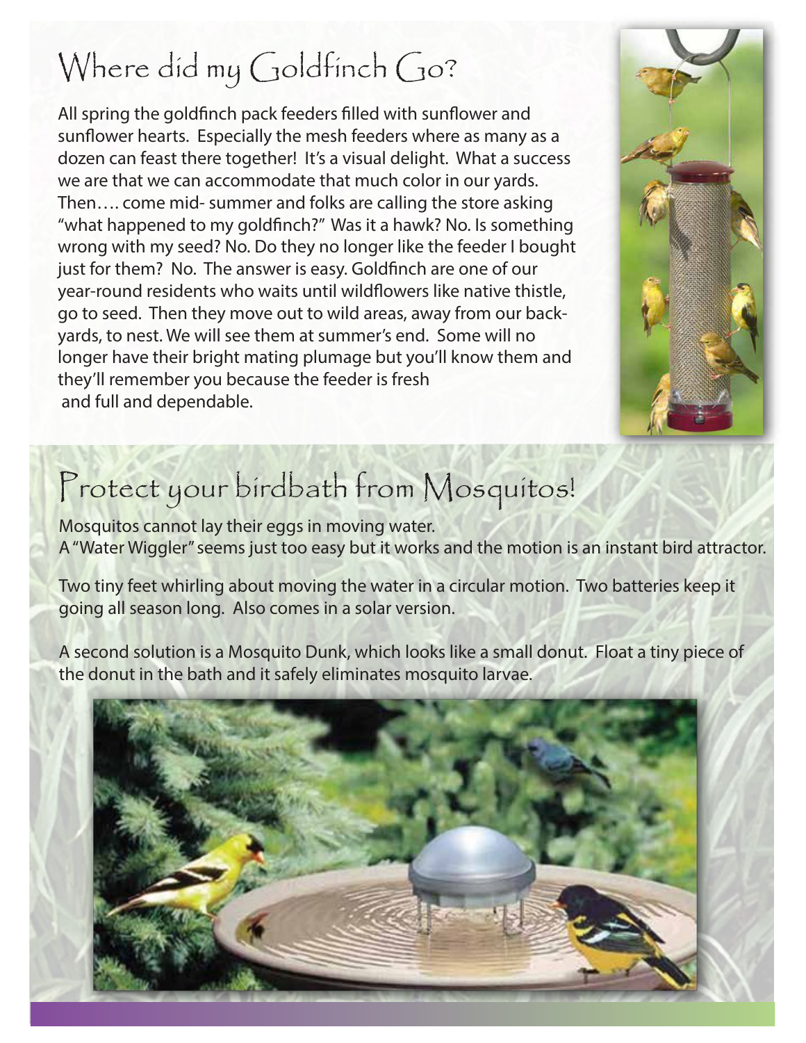# Where did my Goldfinch Go?

All spring the goldfinch pack feeders filled with sunflower and sunflower hearts. Especially the mesh feeders where as many as a dozen can feast there together! It's a visual delight. What a success we are that we can accommodate that much color in our yards. Then…. come mid- summer and folks are calling the store asking "what happened to my goldfinch?" Was it a hawk? No. Is something wrong with my seed? No. Do they no longer like the feeder I bought just for them? No. The answer is easy. Goldfinch are one of our year-round residents who waits until wildflowers like native thistle, go to seed. Then they move out to wild areas, away from our back-yards, to nest. We will see them at summer's end. Some will no longer have their bright mating plumage but you'll know them and they'll remember you because the feeder is fresh and full and dependable.

# Protect your birdbath from Mosquitos!

Mosquitos cannot lay their eggs in moving water.
A "Water Wiggler" seems just too easy but it works and the motion is an instant bird attractor.

Two tiny feet whirling about moving the water in a circular motion. Two batteries keep it going all season long. Also comes in a solar version.

A second solution is a Mosquito Dunk, which looks like a small donut. Float a tiny piece of the donut in the bath and it safely eliminates mosquito larvae.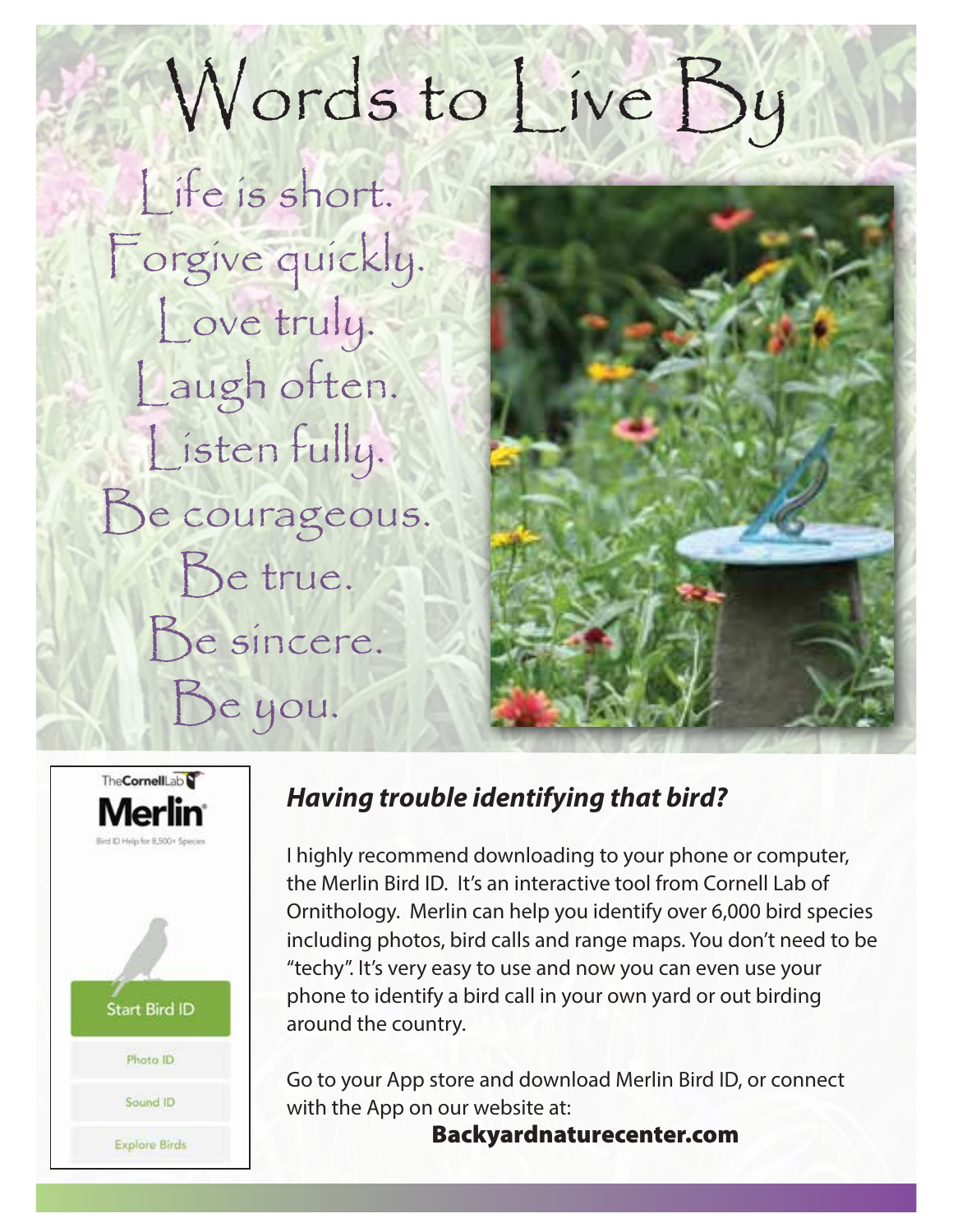# Words to Live By

Life is short.
Forgive quickly.
Love truly.
Laugh often.
Listen fully.
Be courageous.
Be true.
Be sincere.
Be you.

TheCornellLab
**Merlin**
Bird ID Help for 8,500+ Species

Start Bird ID
Photo ID
Sound ID
Explore Birds

### *Having trouble identifying that bird?*

I highly recommend downloading to your phone or computer, the Merlin Bird ID. It's an interactive tool from Cornell Lab of Ornithology. Merlin can help you identify over 6,000 bird species including photos, bird calls and range maps. You don't need to be "techy". It's very easy to use and now you can even use your phone to identify a bird call in your own yard or out birding around the country.

Go to your App store and download Merlin Bird ID, or connect with the App on our website at:

**Backyardnaturecenter.com**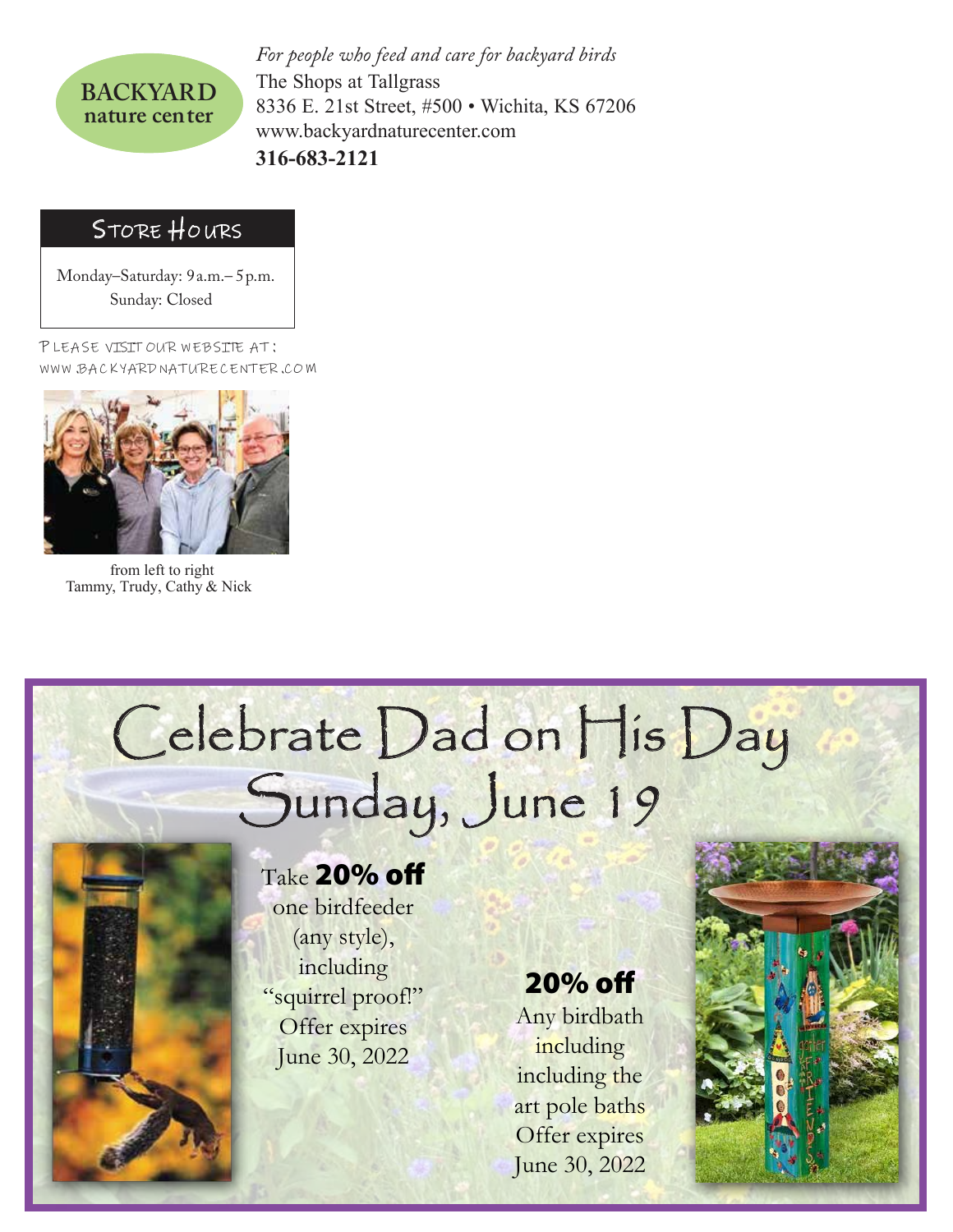BACKYARD
nature center

*For people who feed and care for backyard birds*
The Shops at Tallgrass
8336 E. 21st Street, #500 • Wichita, KS 67206
www.backyardnaturecenter.com
**316-683-2121**

## Store Hours

Monday–Saturday: 9 a.m.– 5 p.m.
Sunday: Closed

PLEASE VISIT OUR WEBSITE AT:
WWW.BACKYARDNATURECENTER.COM

from left to right
Tammy, Trudy, Cathy & Nick

# Celebrate Dad on His Day
# Sunday, June 19

Take **20% off** one birdfeeder (any style), including "squirrel proof!" Offer expires June 30, 2022

**20% off**
Any birdbath including including the art pole baths Offer expires June 30, 2022